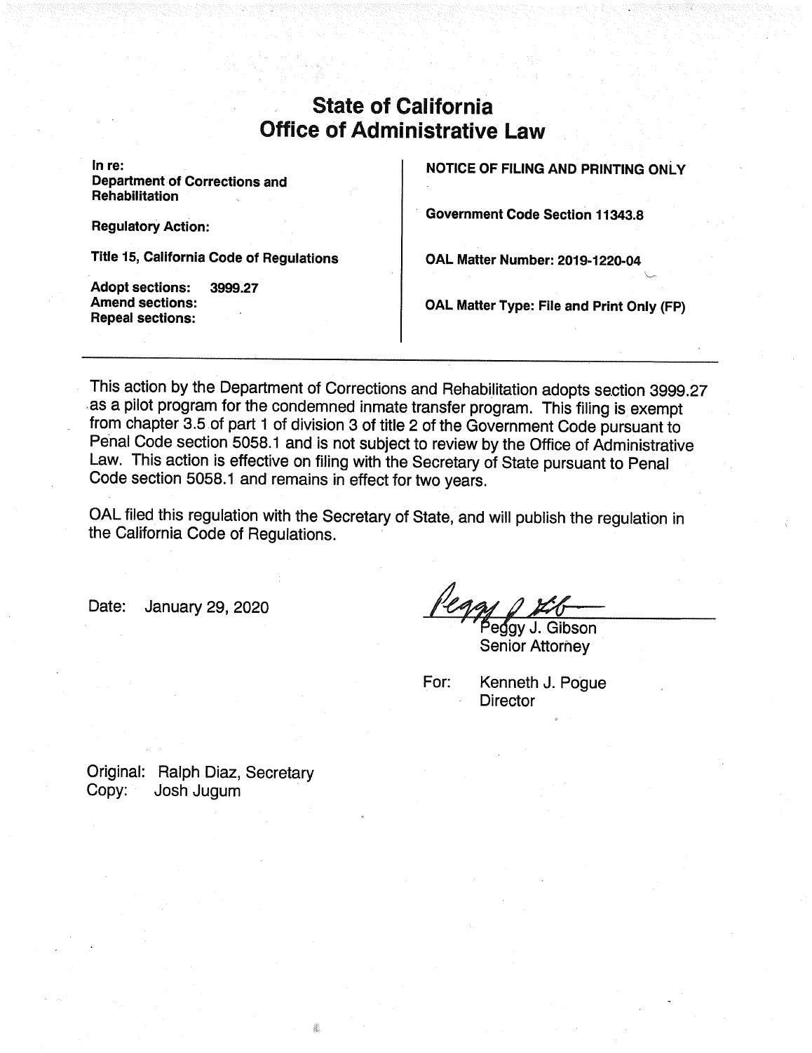# State of California
# Office of Administrative Law

**In re:**
**Department of Corrections and Rehabilitation**

**Regulatory Action:**

**Title 15, California Code of Regulations**

**Adopt sections:** **3999.27**
**Amend sections:**
**Repeal sections:**

**NOTICE OF FILING AND PRINTING ONLY**

**Government Code Section 11343.8**

**OAL Matter Number: 2019-1220-04**

**OAL Matter Type: File and Print Only (FP)**

---

This action by the Department of Corrections and Rehabilitation adopts section 3999.27 as a pilot program for the condemned inmate transfer program. This filing is exempt from chapter 3.5 of part 1 of division 3 of title 2 of the Government Code pursuant to Penal Code section 5058.1 and is not subject to review by the Office of Administrative Law. This action is effective on filing with the Secretary of State pursuant to Penal Code section 5058.1 and remains in effect for two years.

OAL filed this regulation with the Secretary of State, and will publish the regulation in the California Code of Regulations.

Date: January 29, 2020

Peggy J. Gibson
Senior Attorney

For: Kenneth J. Pogue
Director

Original: Ralph Diaz, Secretary
Copy: Josh Jugum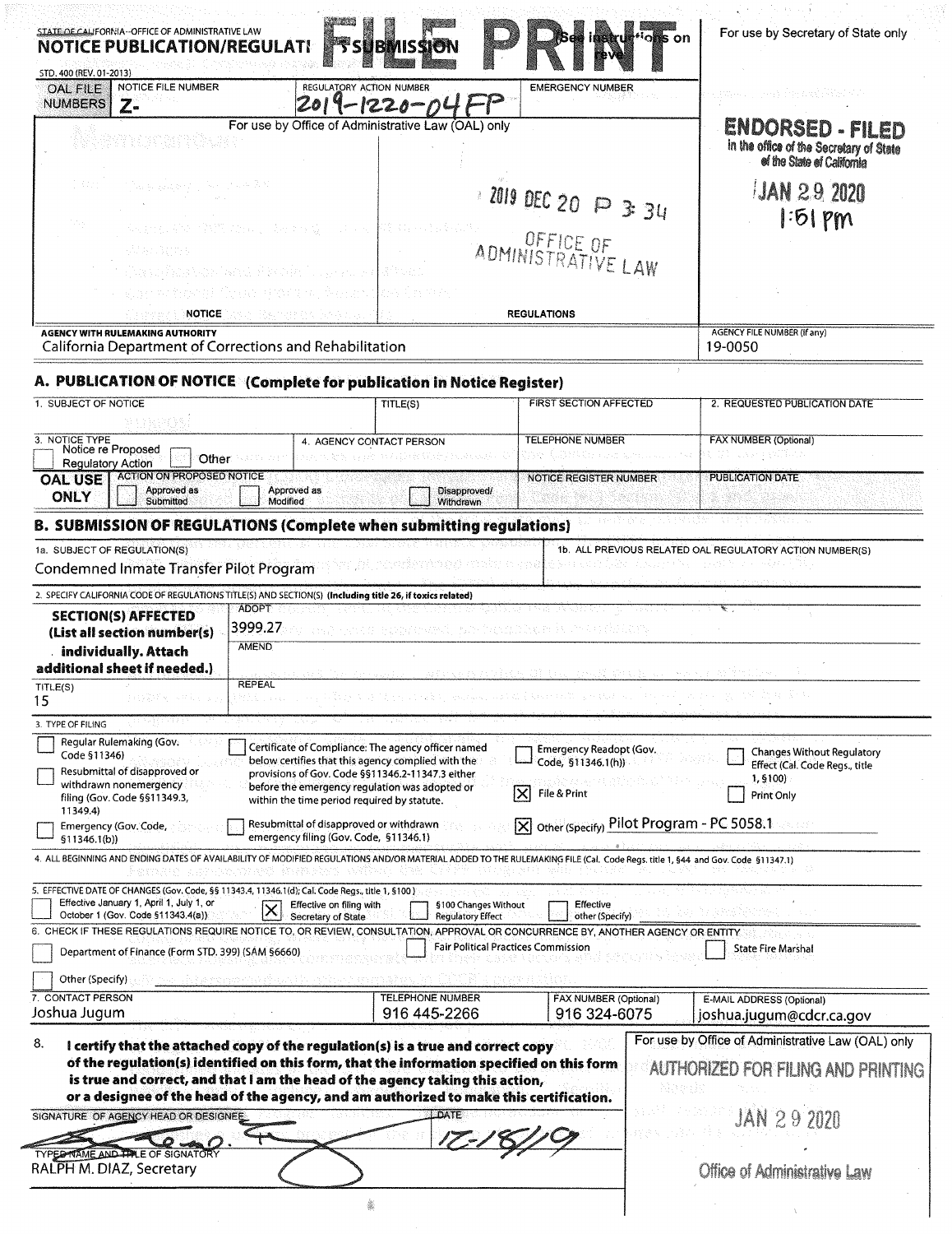STATE OF CALIFORNIA--OFFICE OF ADMINISTRATIVE LAW

**NOTICE PUBLICATION/REGULATIONS SUBMISSION** (See instructions on reverse)

**FILE PRINT**

STD. 400 (REV. 01-2013)

For use by Secretary of State only

| OAL FILE NUMBERS | NOTICE FILE NUMBER | REGULATORY ACTION NUMBER | EMERGENCY NUMBER |
|---|---|---|---|
| | Z- | 2019-1220-04FP | |

For use by Office of Administrative Law (OAL) only

2019 DEC 20 P 3:34

OFFICE OF ADMINISTRATIVE LAW

**ENDORSED - FILED**
in the office of the Secretary of State of the State of California

JAN 29 2020
1:51 pm

NOTICE | REGULATIONS

**AGENCY WITH RULEMAKING AUTHORITY**
California Department of Corrections and Rehabilitation

AGENCY FILE NUMBER (If any)
19-0050

## A. PUBLICATION OF NOTICE (Complete for publication in Notice Register)

| 1. SUBJECT OF NOTICE | TITLE(S) | FIRST SECTION AFFECTED | 2. REQUESTED PUBLICATION DATE |
|---|---|---|---|
| | | | |

| 3. NOTICE TYPE | 4. AGENCY CONTACT PERSON | TELEPHONE NUMBER | FAX NUMBER (Optional) |
|---|---|---|---|
| ☐ Notice re Proposed Regulatory Action ☐ Other | | | |

| OAL USE ONLY | ACTION ON PROPOSED NOTICE | NOTICE REGISTER NUMBER | PUBLICATION DATE |
|---|---|---|---|
| | ☐ Approved as Submitted ☐ Approved as Modified ☐ Disapproved/Withdrawn | | |

## B. SUBMISSION OF REGULATIONS (Complete when submitting regulations)

| 1a. SUBJECT OF REGULATION(S) | 1b. ALL PREVIOUS RELATED OAL REGULATORY ACTION NUMBER(S) |
|---|---|
| Condemned Inmate Transfer Pilot Program | |

2. SPECIFY CALIFORNIA CODE OF REGULATIONS TITLE(S) AND SECTION(S) (Including title 26, if toxics related)

| **SECTION(S) AFFECTED** (List all section number(s) individually. Attach additional sheet if needed.) | ADOPT: 3999.27 |
|---|---|
| | AMEND: |
| TITLE(S): 15 | REPEAL: |

3. TYPE OF FILING

- ☐ Regular Rulemaking (Gov. Code §11346)
- ☐ Resubmittal of disapproved or withdrawn nonemergency filing (Gov. Code §§11349.3, 11349.4)
- ☐ Emergency (Gov. Code, §11346.1(b))
- ☐ Certificate of Compliance: The agency officer named below certifies that this agency complied with the provisions of Gov. Code §§11346.2-11347.3 either before the emergency regulation was adopted or within the time period required by statute.
- ☐ Resubmittal of disapproved or withdrawn emergency filing (Gov. Code, §11346.1)
- ☐ Emergency Readopt (Gov. Code, §11346.1(h))
- ☒ File & Print
- ☒ Other (Specify) Pilot Program - PC 5058.1
- ☐ Changes Without Regulatory Effect (Cal. Code Regs., title 1, §100)
- ☐ Print Only

4. ALL BEGINNING AND ENDING DATES OF AVAILABILITY OF MODIFIED REGULATIONS AND/OR MATERIAL ADDED TO THE RULEMAKING FILE (Cal. Code Regs. title 1, §44 and Gov. Code §11347.1)

5. EFFECTIVE DATE OF CHANGES (Gov. Code, §§ 11343.4, 11346.1(d); Cal. Code Regs., title 1, §100)

- ☐ Effective January 1, April 1, July 1, or October 1 (Gov. Code §11343.4(a))
- ☒ Effective on filing with Secretary of State
- ☐ §100 Changes Without Regulatory Effect
- ☐ Effective other (Specify)

6. CHECK IF THESE REGULATIONS REQUIRE NOTICE TO, OR REVIEW, CONSULTATION, APPROVAL OR CONCURRENCE BY, ANOTHER AGENCY OR ENTITY

- ☐ Department of Finance (Form STD. 399) (SAM §6660)
- ☐ Fair Political Practices Commission
- ☐ State Fire Marshal
- ☐ Other (Specify)

| 7. CONTACT PERSON | TELEPHONE NUMBER | FAX NUMBER (Optional) | E-MAIL ADDRESS (Optional) |
|---|---|---|---|
| Joshua Jugum | 916 445-2266 | 916 324-6075 | joshua.jugum@cdcr.ca.gov |

8. **I certify that the attached copy of the regulation(s) is a true and correct copy of the regulation(s) identified on this form, that the information specified on this form is true and correct, and that I am the head of the agency taking this action, or a designee of the head of the agency, and am authorized to make this certification.**

SIGNATURE OF AGENCY HEAD OR DESIGNEE: [signature]

DATE: 12-18-19

TYPED NAME AND TITLE OF SIGNATORY
RALPH M. DIAZ, Secretary

For use by Office of Administrative Law (OAL) only

AUTHORIZED FOR FILING AND PRINTING

JAN 29 2020

Office of Administrative Law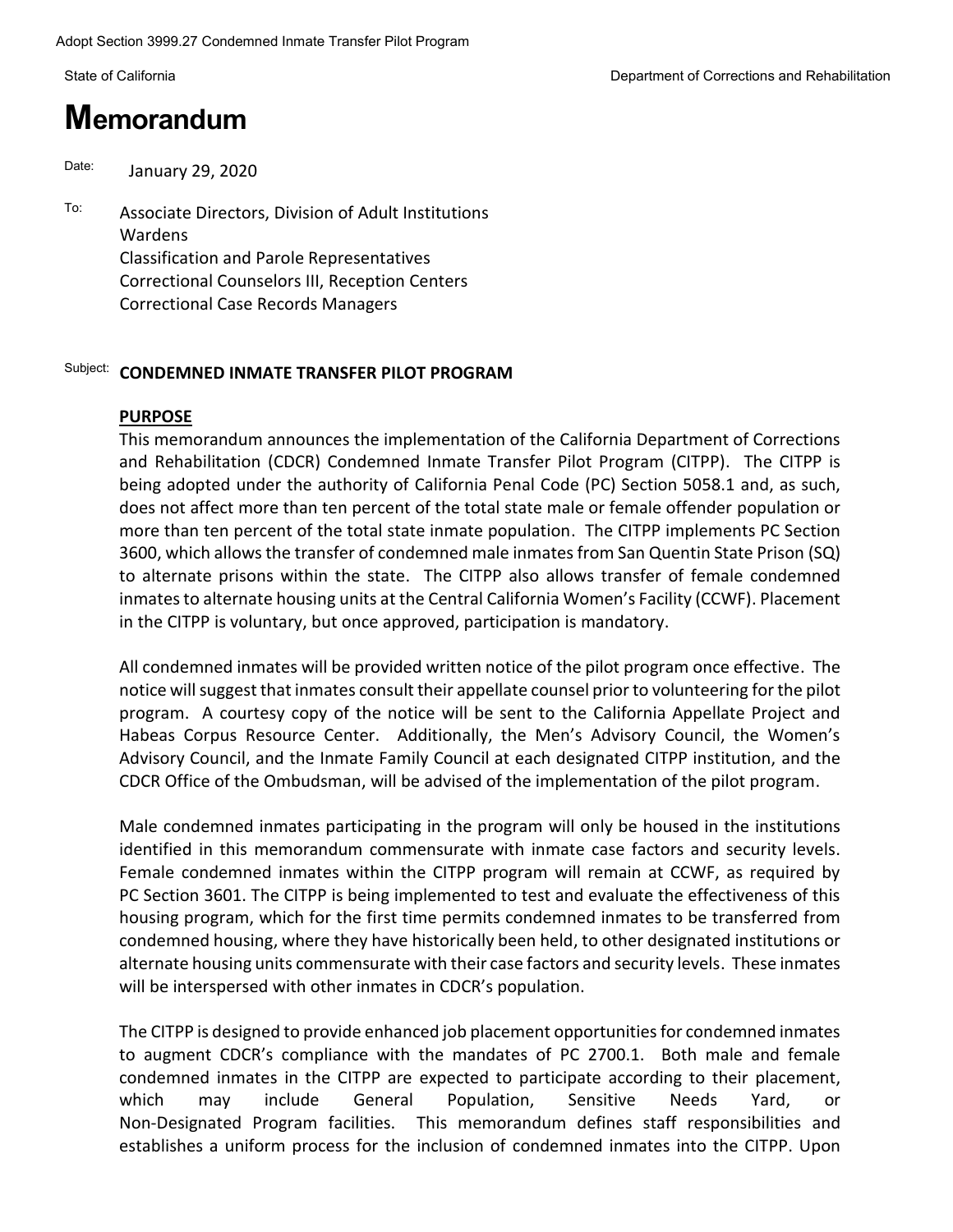Adopt Section 3999.27 Condemned Inmate Transfer Pilot Program

State of California

Department of Corrections and Rehabilitation

# Memorandum

Date: January 29, 2020

To: Associate Directors, Division of Adult Institutions
Wardens
Classification and Parole Representatives
Correctional Counselors III, Reception Centers
Correctional Case Records Managers

Subject: **CONDEMNED INMATE TRANSFER PILOT PROGRAM**

**PURPOSE**

This memorandum announces the implementation of the California Department of Corrections and Rehabilitation (CDCR) Condemned Inmate Transfer Pilot Program (CITPP). The CITPP is being adopted under the authority of California Penal Code (PC) Section 5058.1 and, as such, does not affect more than ten percent of the total state male or female offender population or more than ten percent of the total state inmate population. The CITPP implements PC Section 3600, which allows the transfer of condemned male inmates from San Quentin State Prison (SQ) to alternate prisons within the state. The CITPP also allows transfer of female condemned inmates to alternate housing units at the Central California Women's Facility (CCWF). Placement in the CITPP is voluntary, but once approved, participation is mandatory.

All condemned inmates will be provided written notice of the pilot program once effective. The notice will suggest that inmates consult their appellate counsel prior to volunteering for the pilot program. A courtesy copy of the notice will be sent to the California Appellate Project and Habeas Corpus Resource Center. Additionally, the Men's Advisory Council, the Women's Advisory Council, and the Inmate Family Council at each designated CITPP institution, and the CDCR Office of the Ombudsman, will be advised of the implementation of the pilot program.

Male condemned inmates participating in the program will only be housed in the institutions identified in this memorandum commensurate with inmate case factors and security levels. Female condemned inmates within the CITPP program will remain at CCWF, as required by PC Section 3601. The CITPP is being implemented to test and evaluate the effectiveness of this housing program, which for the first time permits condemned inmates to be transferred from condemned housing, where they have historically been held, to other designated institutions or alternate housing units commensurate with their case factors and security levels. These inmates will be interspersed with other inmates in CDCR's population.

The CITPP is designed to provide enhanced job placement opportunities for condemned inmates to augment CDCR's compliance with the mandates of PC 2700.1. Both male and female condemned inmates in the CITPP are expected to participate according to their placement, which may include General Population, Sensitive Needs Yard, or Non-Designated Program facilities. This memorandum defines staff responsibilities and establishes a uniform process for the inclusion of condemned inmates into the CITPP. Upon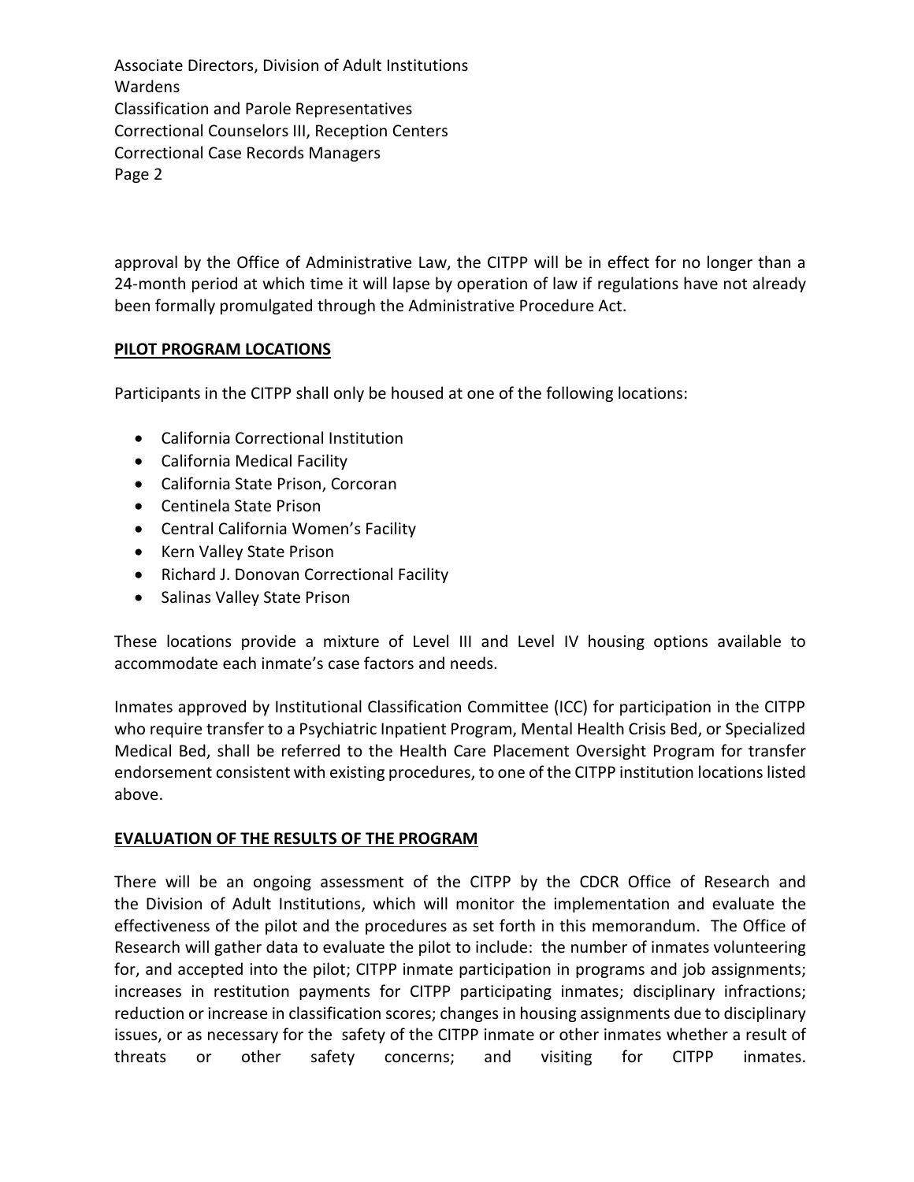approval by the Office of Administrative Law, the CITPP will be in effect for no longer than a 24-month period at which time it will lapse by operation of law if regulations have not already been formally promulgated through the Administrative Procedure Act.

**PILOT PROGRAM LOCATIONS**

Participants in the CITPP shall only be housed at one of the following locations:

- California Correctional Institution
- California Medical Facility
- California State Prison, Corcoran
- Centinela State Prison
- Central California Women's Facility
- Kern Valley State Prison
- Richard J. Donovan Correctional Facility
- Salinas Valley State Prison

These locations provide a mixture of Level III and Level IV housing options available to accommodate each inmate's case factors and needs.

Inmates approved by Institutional Classification Committee (ICC) for participation in the CITPP who require transfer to a Psychiatric Inpatient Program, Mental Health Crisis Bed, or Specialized Medical Bed, shall be referred to the Health Care Placement Oversight Program for transfer endorsement consistent with existing procedures, to one of the CITPP institution locations listed above.

**EVALUATION OF THE RESULTS OF THE PROGRAM**

There will be an ongoing assessment of the CITPP by the CDCR Office of Research and the Division of Adult Institutions, which will monitor the implementation and evaluate the effectiveness of the pilot and the procedures as set forth in this memorandum. The Office of Research will gather data to evaluate the pilot to include: the number of inmates volunteering for, and accepted into the pilot; CITPP inmate participation in programs and job assignments; increases in restitution payments for CITPP participating inmates; disciplinary infractions; reduction or increase in classification scores; changes in housing assignments due to disciplinary issues, or as necessary for the safety of the CITPP inmate or other inmates whether a result of threats or other safety concerns; and visiting for CITPP inmates.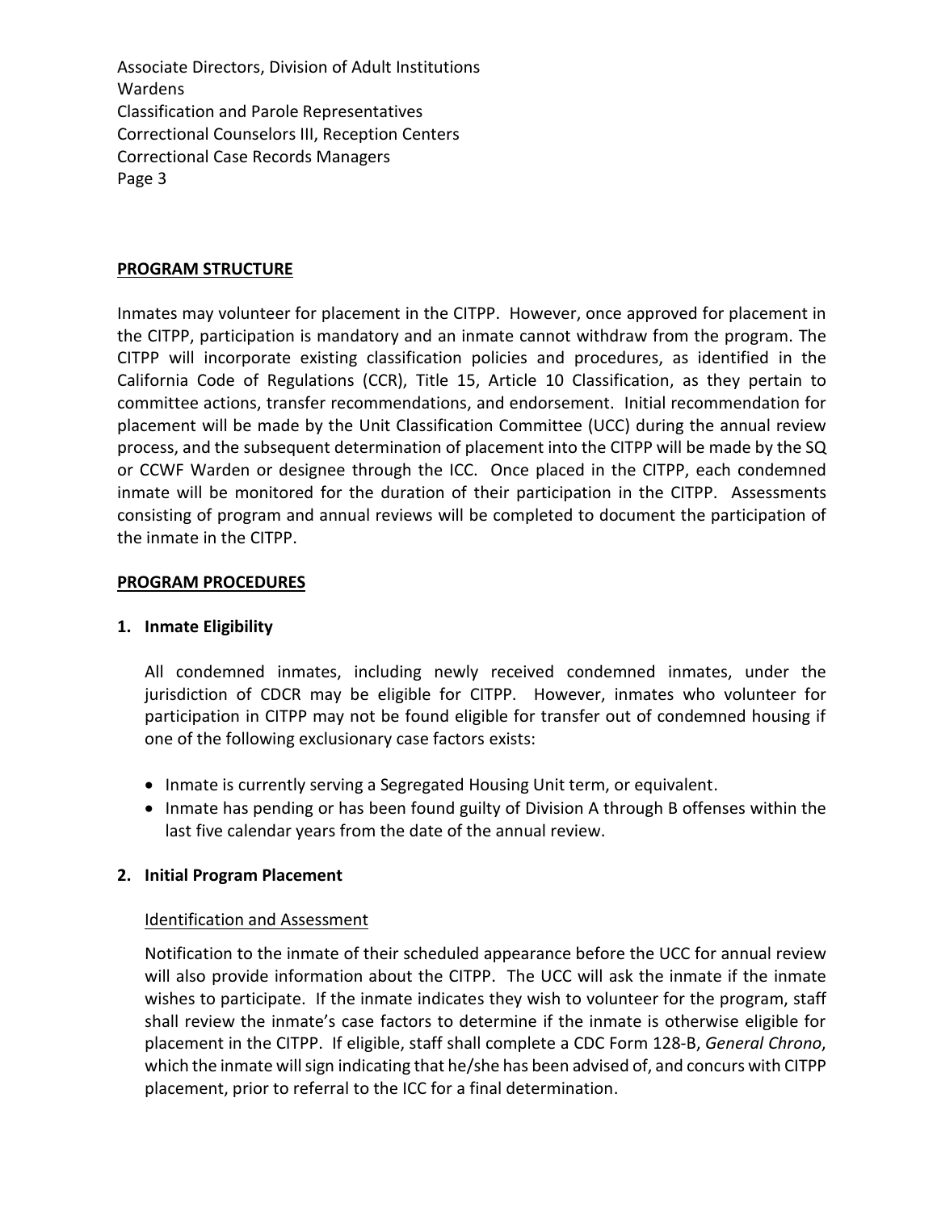**PROGRAM STRUCTURE**

Inmates may volunteer for placement in the CITPP. However, once approved for placement in the CITPP, participation is mandatory and an inmate cannot withdraw from the program. The CITPP will incorporate existing classification policies and procedures, as identified in the California Code of Regulations (CCR), Title 15, Article 10 Classification, as they pertain to committee actions, transfer recommendations, and endorsement. Initial recommendation for placement will be made by the Unit Classification Committee (UCC) during the annual review process, and the subsequent determination of placement into the CITPP will be made by the SQ or CCWF Warden or designee through the ICC. Once placed in the CITPP, each condemned inmate will be monitored for the duration of their participation in the CITPP. Assessments consisting of program and annual reviews will be completed to document the participation of the inmate in the CITPP.

**PROGRAM PROCEDURES**

**1. Inmate Eligibility**

All condemned inmates, including newly received condemned inmates, under the jurisdiction of CDCR may be eligible for CITPP. However, inmates who volunteer for participation in CITPP may not be found eligible for transfer out of condemned housing if one of the following exclusionary case factors exists:

- Inmate is currently serving a Segregated Housing Unit term, or equivalent.
- Inmate has pending or has been found guilty of Division A through B offenses within the last five calendar years from the date of the annual review.

**2. Initial Program Placement**

Identification and Assessment

Notification to the inmate of their scheduled appearance before the UCC for annual review will also provide information about the CITPP. The UCC will ask the inmate if the inmate wishes to participate. If the inmate indicates they wish to volunteer for the program, staff shall review the inmate's case factors to determine if the inmate is otherwise eligible for placement in the CITPP. If eligible, staff shall complete a CDC Form 128-B, *General Chrono*, which the inmate will sign indicating that he/she has been advised of, and concurs with CITPP placement, prior to referral to the ICC for a final determination.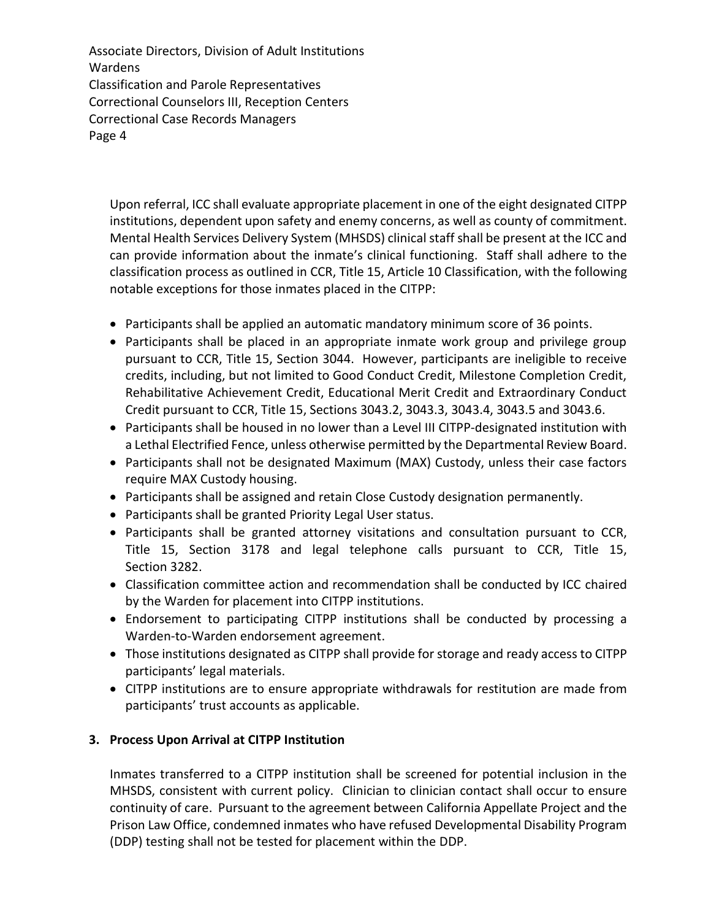Upon referral, ICC shall evaluate appropriate placement in one of the eight designated CITPP institutions, dependent upon safety and enemy concerns, as well as county of commitment. Mental Health Services Delivery System (MHSDS) clinical staff shall be present at the ICC and can provide information about the inmate's clinical functioning. Staff shall adhere to the classification process as outlined in CCR, Title 15, Article 10 Classification, with the following notable exceptions for those inmates placed in the CITPP:

- Participants shall be applied an automatic mandatory minimum score of 36 points.
- Participants shall be placed in an appropriate inmate work group and privilege group pursuant to CCR, Title 15, Section 3044. However, participants are ineligible to receive credits, including, but not limited to Good Conduct Credit, Milestone Completion Credit, Rehabilitative Achievement Credit, Educational Merit Credit and Extraordinary Conduct Credit pursuant to CCR, Title 15, Sections 3043.2, 3043.3, 3043.4, 3043.5 and 3043.6.
- Participants shall be housed in no lower than a Level III CITPP-designated institution with a Lethal Electrified Fence, unless otherwise permitted by the Departmental Review Board.
- Participants shall not be designated Maximum (MAX) Custody, unless their case factors require MAX Custody housing.
- Participants shall be assigned and retain Close Custody designation permanently.
- Participants shall be granted Priority Legal User status.
- Participants shall be granted attorney visitations and consultation pursuant to CCR, Title 15, Section 3178 and legal telephone calls pursuant to CCR, Title 15, Section 3282.
- Classification committee action and recommendation shall be conducted by ICC chaired by the Warden for placement into CITPP institutions.
- Endorsement to participating CITPP institutions shall be conducted by processing a Warden-to-Warden endorsement agreement.
- Those institutions designated as CITPP shall provide for storage and ready access to CITPP participants' legal materials.
- CITPP institutions are to ensure appropriate withdrawals for restitution are made from participants' trust accounts as applicable.

**3. Process Upon Arrival at CITPP Institution**

Inmates transferred to a CITPP institution shall be screened for potential inclusion in the MHSDS, consistent with current policy. Clinician to clinician contact shall occur to ensure continuity of care. Pursuant to the agreement between California Appellate Project and the Prison Law Office, condemned inmates who have refused Developmental Disability Program (DDP) testing shall not be tested for placement within the DDP.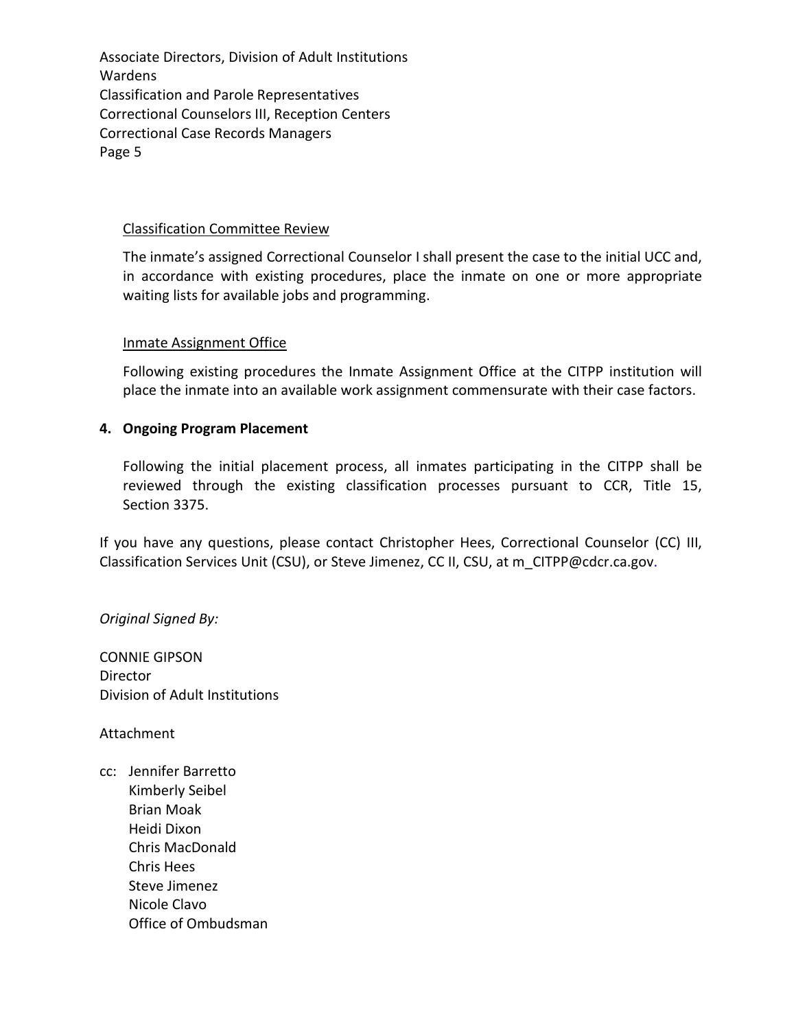Classification Committee Review

The inmate's assigned Correctional Counselor I shall present the case to the initial UCC and, in accordance with existing procedures, place the inmate on one or more appropriate waiting lists for available jobs and programming.

Inmate Assignment Office

Following existing procedures the Inmate Assignment Office at the CITPP institution will place the inmate into an available work assignment commensurate with their case factors.

**4. Ongoing Program Placement**

Following the initial placement process, all inmates participating in the CITPP shall be reviewed through the existing classification processes pursuant to CCR, Title 15, Section 3375.

If you have any questions, please contact Christopher Hees, Correctional Counselor (CC) III, Classification Services Unit (CSU), or Steve Jimenez, CC II, CSU, at m_CITPP@cdcr.ca.gov.

*Original Signed By:*

CONNIE GIPSON
Director
Division of Adult Institutions

Attachment

cc: Jennifer Barretto
Kimberly Seibel
Brian Moak
Heidi Dixon
Chris MacDonald
Chris Hees
Steve Jimenez
Nicole Clavo
Office of Ombudsman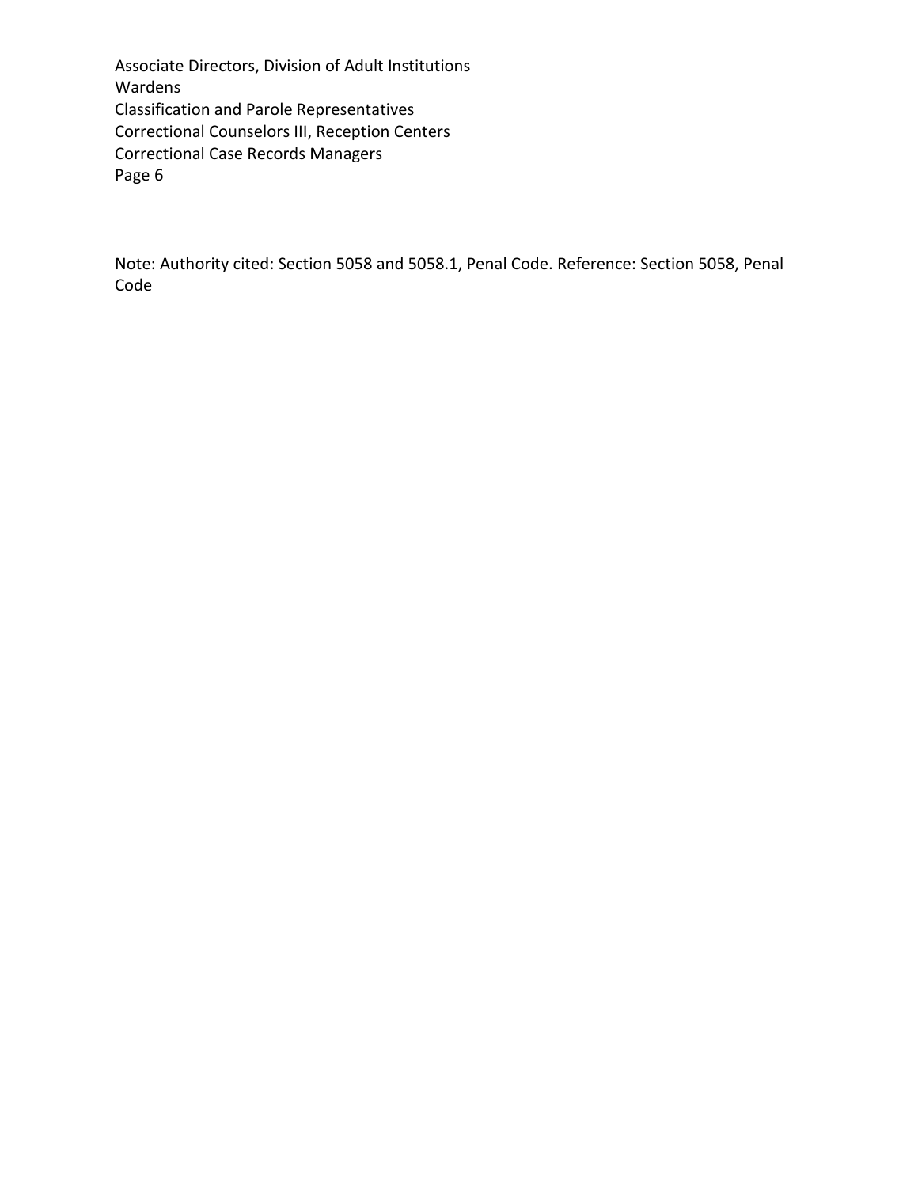Note: Authority cited: Section 5058 and 5058.1, Penal Code. Reference: Section 5058, Penal Code